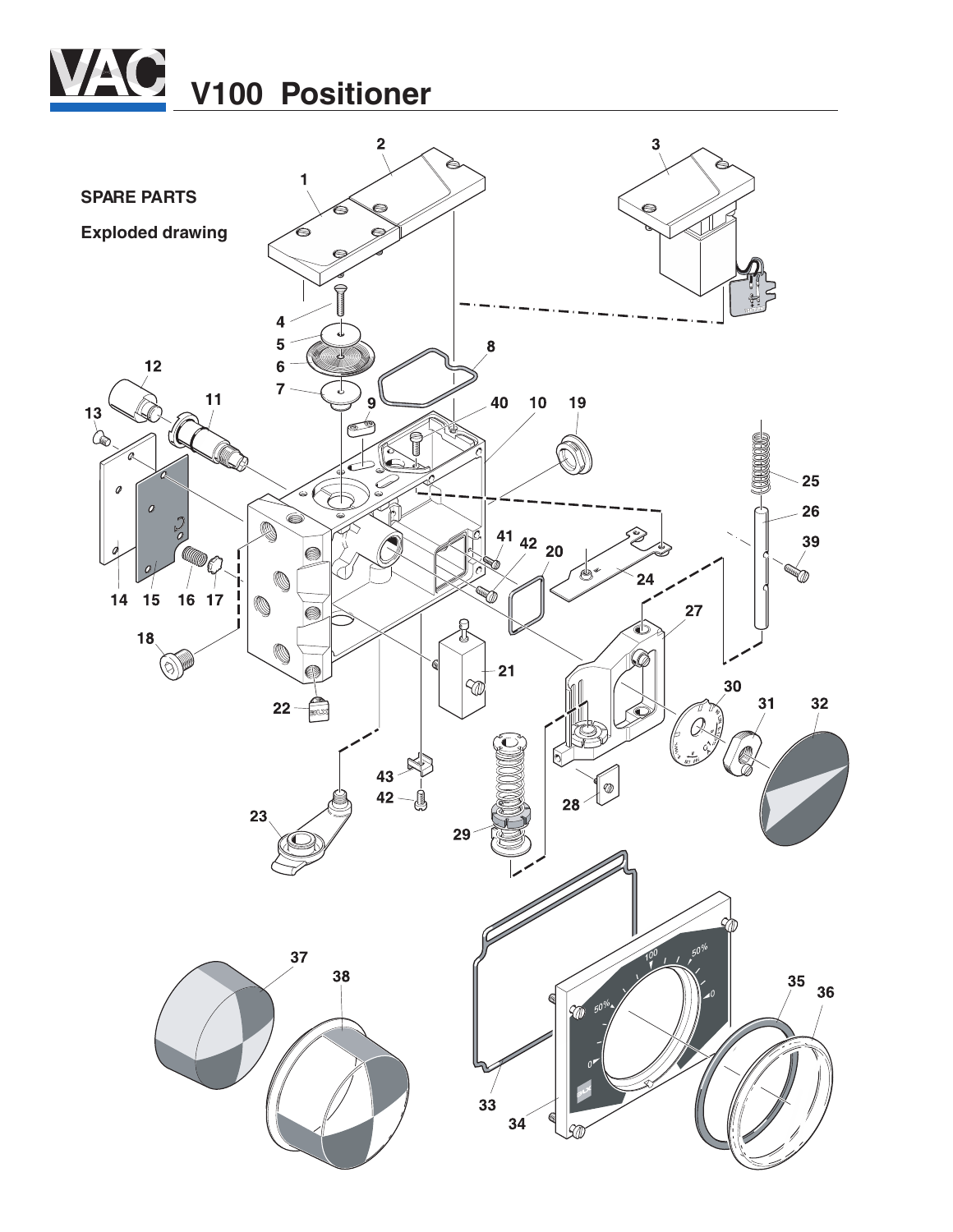# V100 Positioner

**SPARE PARTS**

**Exploded drawing**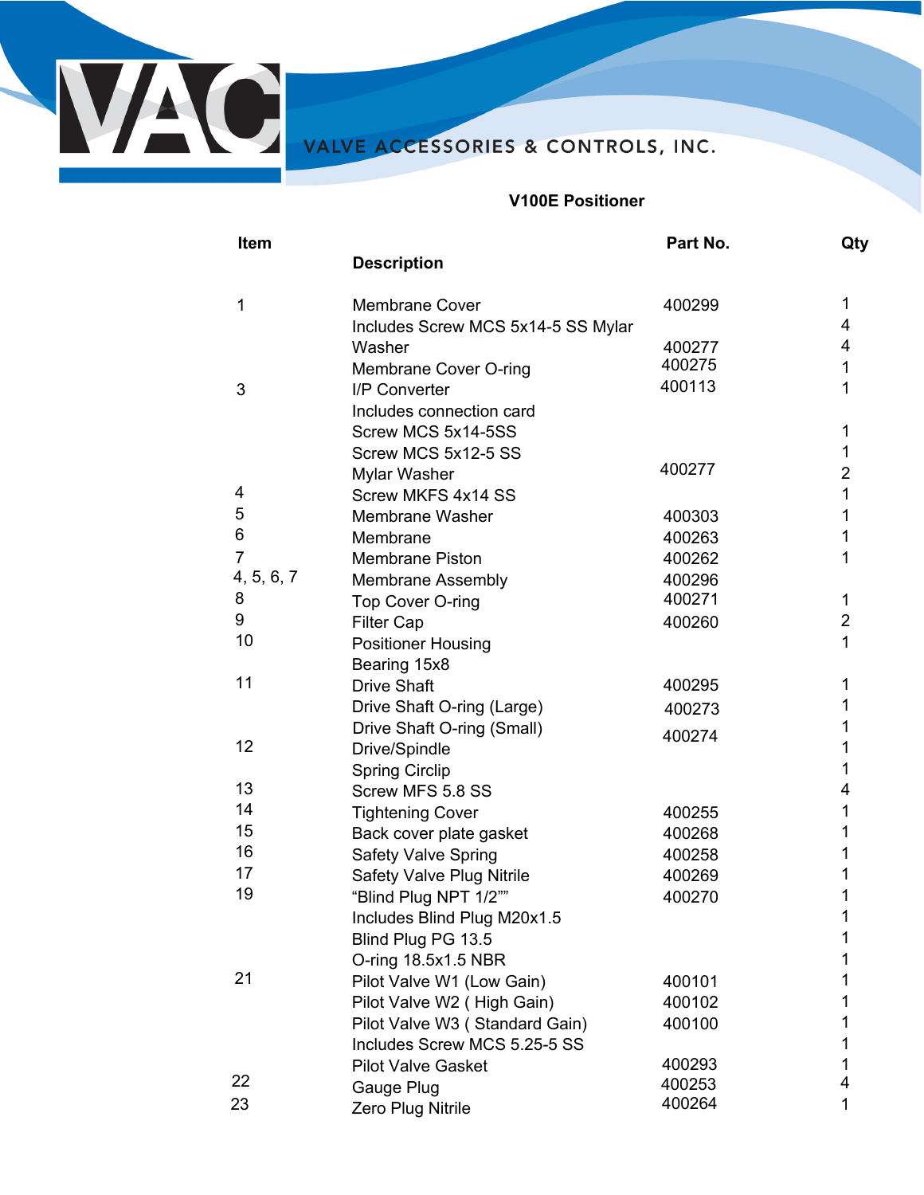VALVE ACCESSORIES & CONTROLS, INC.

## V100E Positioner

| Item | Description | Part No. | Qty |
|---|---|---|---|
| 1 | Membrane Cover | 400299 | 1 |
| | Includes Screw MCS 5x14-5 SS Mylar | | 4 |
| | Washer | 400277 | 4 |
| | Membrane Cover O-ring | 400275 | 1 |
| 3 | I/P Converter | 400113 | 1 |
| | Includes connection card | | |
| | Screw MCS 5x14-5SS | | 1 |
| | Screw MCS 5x12-5 SS | | 1 |
| | Mylar Washer | 400277 | 2 |
| 4 | Screw MKFS 4x14 SS | | 1 |
| 5 | Membrane Washer | 400303 | 1 |
| 6 | Membrane | 400263 | 1 |
| 7 | Membrane Piston | 400262 | 1 |
| 4, 5, 6, 7 | Membrane Assembly | 400296 | |
| 8 | Top Cover O-ring | 400271 | 1 |
| 9 | Filter Cap | 400260 | 2 |
| 10 | Positioner Housing | | 1 |
| | Bearing 15x8 | | |
| 11 | Drive Shaft | 400295 | 1 |
| | Drive Shaft O-ring (Large) | 400273 | 1 |
| | Drive Shaft O-ring (Small) | 400274 | 1 |
| 12 | Drive/Spindle | | 1 |
| | Spring Circlip | | 1 |
| 13 | Screw MFS 5.8 SS | | 4 |
| 14 | Tightening Cover | 400255 | 1 |
| 15 | Back cover plate gasket | 400268 | 1 |
| 16 | Safety Valve Spring | 400258 | 1 |
| 17 | Safety Valve Plug Nitrile | 400269 | 1 |
| 19 | "Blind Plug NPT 1/2"" | 400270 | 1 |
| | Includes Blind Plug M20x1.5 | | 1 |
| | Blind Plug PG 13.5 | | 1 |
| | O-ring 18.5x1.5 NBR | | 1 |
| 21 | Pilot Valve W1 (Low Gain) | 400101 | 1 |
| | Pilot Valve W2 ( High Gain) | 400102 | 1 |
| | Pilot Valve W3 ( Standard Gain) | 400100 | 1 |
| | Includes Screw MCS 5.25-5 SS | | 1 |
| | Pilot Valve Gasket | 400293 | 1 |
| 22 | Gauge Plug | 400253 | 4 |
| 23 | Zero Plug Nitrile | 400264 | 1 |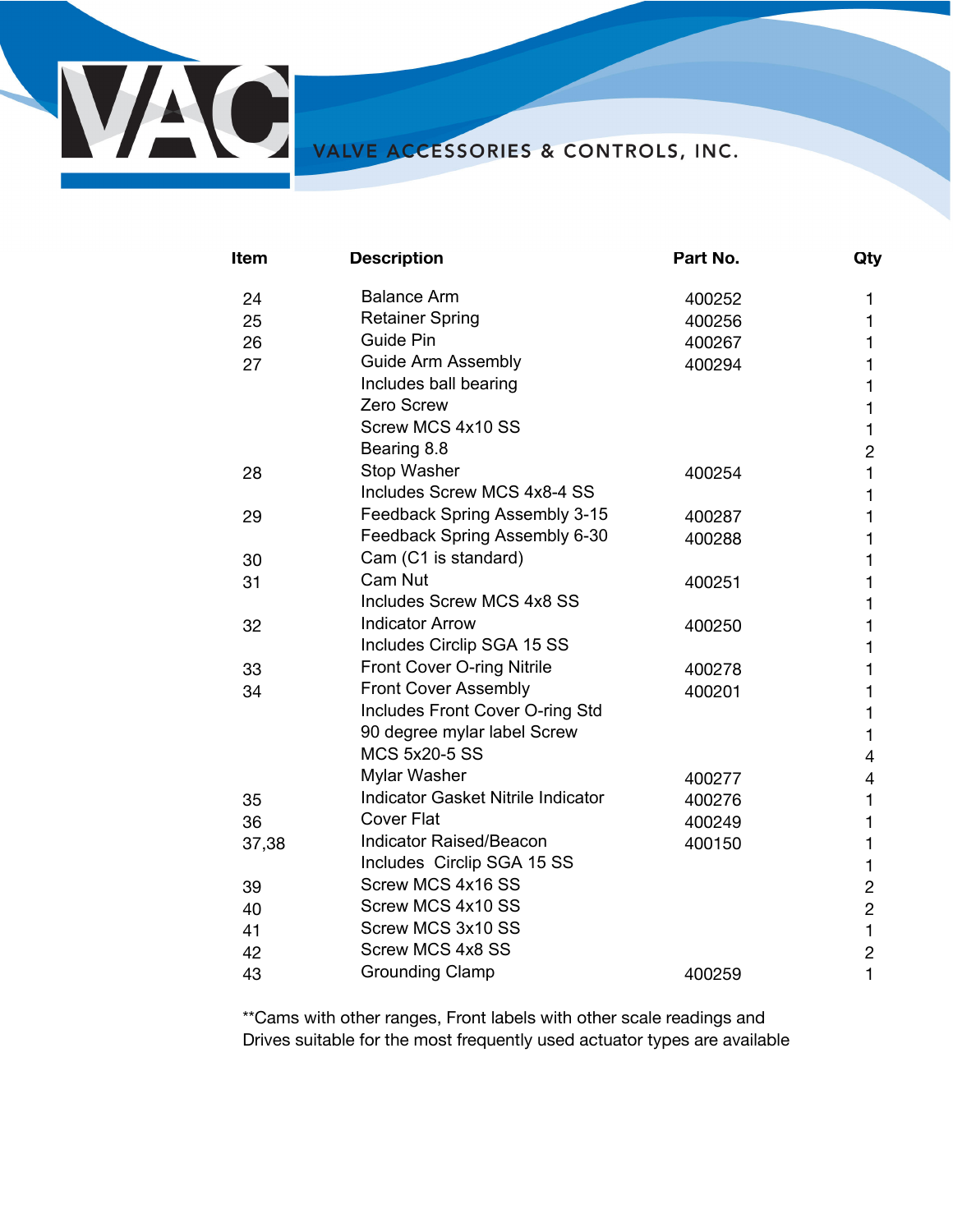VALVE ACCESSORIES & CONTROLS, INC.

| Item | Description | Part No. | Qty |
|---|---|---|---|
| 24 | Balance Arm | 400252 | 1 |
| 25 | Retainer Spring | 400256 | 1 |
| 26 | Guide Pin | 400267 | 1 |
| 27 | Guide Arm Assembly | 400294 | 1 |
| | Includes ball bearing | | 1 |
| | Zero Screw | | 1 |
| | Screw MCS 4x10 SS | | 1 |
| | Bearing 8.8 | | 2 |
| 28 | Stop Washer | 400254 | 1 |
| | Includes Screw MCS 4x8-4 SS | | 1 |
| 29 | Feedback Spring Assembly 3-15 | 400287 | 1 |
| | Feedback Spring Assembly 6-30 | 400288 | 1 |
| 30 | Cam (C1 is standard) | | 1 |
| 31 | Cam Nut | 400251 | 1 |
| | Includes Screw MCS 4x8 SS | | 1 |
| 32 | Indicator Arrow | 400250 | 1 |
| | Includes Circlip SGA 15 SS | | 1 |
| 33 | Front Cover O-ring Nitrile | 400278 | 1 |
| 34 | Front Cover Assembly | 400201 | 1 |
| | Includes Front Cover O-ring Std | | 1 |
| | 90 degree mylar label Screw | | 1 |
| | MCS 5x20-5 SS | | 4 |
| | Mylar Washer | 400277 | 4 |
| 35 | Indicator Gasket Nitrile Indicator | 400276 | 1 |
| 36 | Cover Flat | 400249 | 1 |
| 37,38 | Indicator Raised/Beacon | 400150 | 1 |
| | Includes Circlip SGA 15 SS | | 1 |
| 39 | Screw MCS 4x16 SS | | 2 |
| 40 | Screw MCS 4x10 SS | | 2 |
| 41 | Screw MCS 3x10 SS | | 1 |
| 42 | Screw MCS 4x8 SS | | 2 |
| 43 | Grounding Clamp | 400259 | 1 |

**Cams with other ranges, Front labels with other scale readings and Drives suitable for the most frequently used actuator types are available